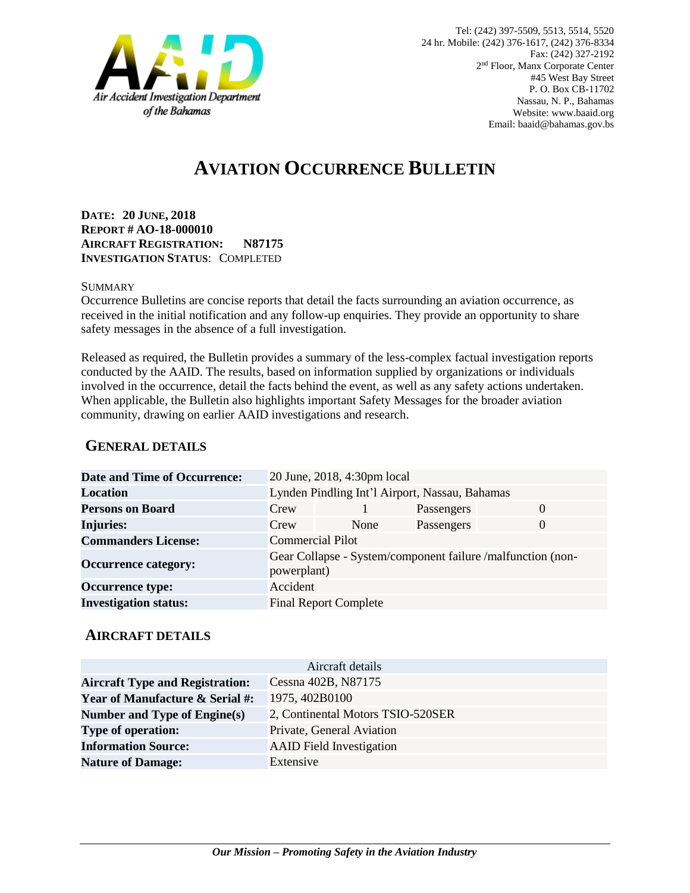Air Accident Investigation Department of the Bahamas

Tel: (242) 397-5509, 5513, 5514, 5520
24 hr. Mobile: (242) 376-1617, (242) 376-8334
Fax: (242) 327-2192
2nd Floor, Manx Corporate Center
#45 West Bay Street
P. O. Box CB-11702
Nassau, N. P., Bahamas
Website: www.baaid.org
Email: baaid@bahamas.gov.bs

# AVIATION OCCURRENCE BULLETIN

**DATE: 20 JUNE, 2018**
**REPORT # AO-18-000010**
**AIRCRAFT REGISTRATION: N87175**
**INVESTIGATION STATUS**: COMPLETED

SUMMARY

Occurrence Bulletins are concise reports that detail the facts surrounding an aviation occurrence, as received in the initial notification and any follow-up enquiries. They provide an opportunity to share safety messages in the absence of a full investigation.

Released as required, the Bulletin provides a summary of the less-complex factual investigation reports conducted by the AAID. The results, based on information supplied by organizations or individuals involved in the occurrence, detail the facts behind the event, as well as any safety actions undertaken. When applicable, the Bulletin also highlights important Safety Messages for the broader aviation community, drawing on earlier AAID investigations and research.

## GENERAL DETAILS

| | | | | |
|---|---|---|---|---|
| **Date and Time of Occurrence:** | 20 June, 2018, 4:30pm local | | | |
| **Location** | Lynden Pindling Int'l Airport, Nassau, Bahamas | | | |
| **Persons on Board** | Crew | 1 | Passengers | 0 |
| **Injuries:** | Crew | None | Passengers | 0 |
| **Commanders License:** | Commercial Pilot | | | |
| **Occurrence category:** | Gear Collapse - System/component failure /malfunction (non-powerplant) | | | |
| **Occurrence type:** | Accident | | | |
| **Investigation status:** | Final Report Complete | | | |

## AIRCRAFT DETAILS

| Aircraft details | |
|---|---|
| **Aircraft Type and Registration:** | Cessna 402B, N87175 |
| **Year of Manufacture & Serial #:** | 1975, 402B0100 |
| **Number and Type of Engine(s)** | 2, Continental Motors TSIO-520SER |
| **Type of operation:** | Private, General Aviation |
| **Information Source:** | AAID Field Investigation |
| **Nature of Damage:** | Extensive |

*Our Mission – Promoting Safety in the Aviation Industry*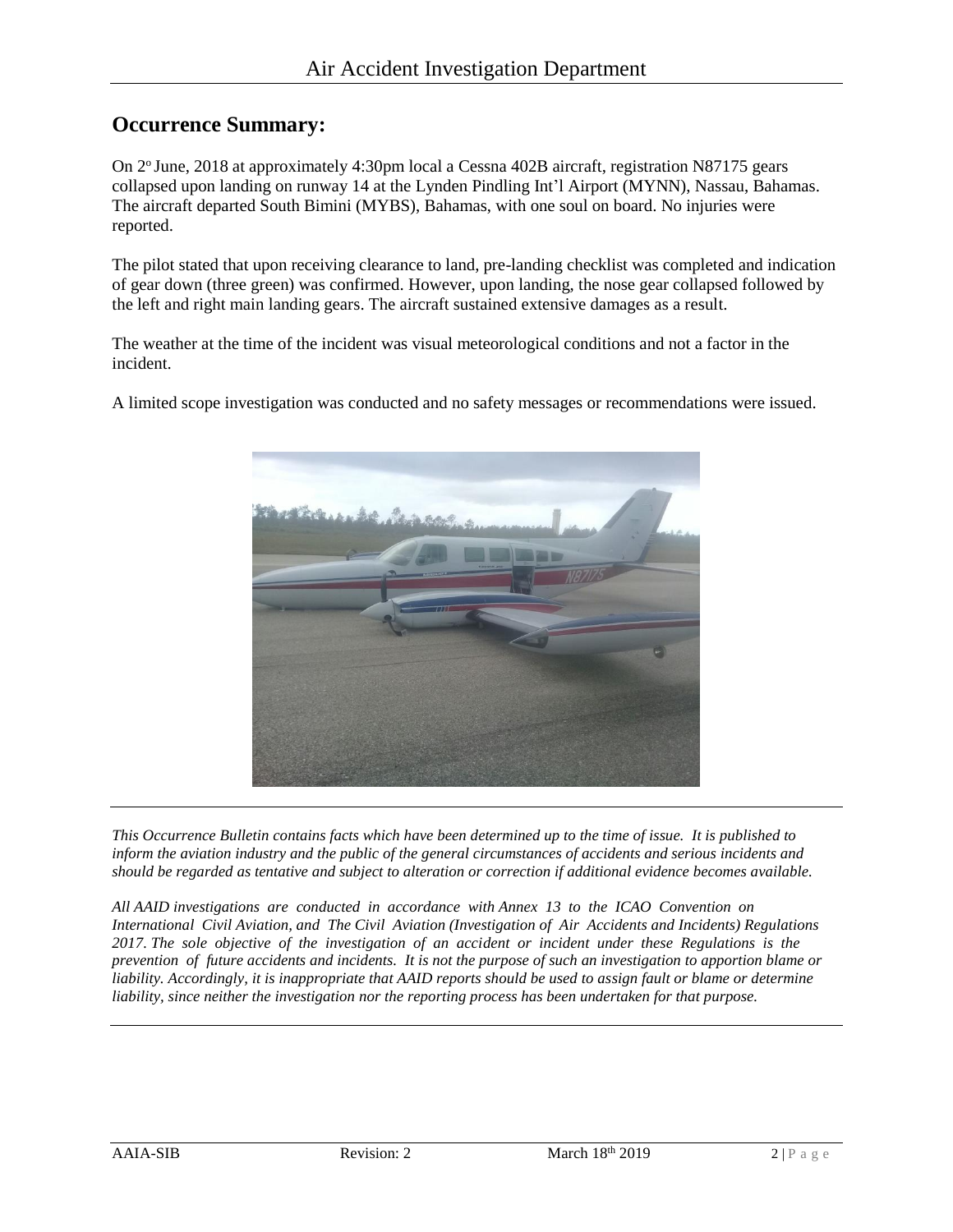## Occurrence Summary:

On 2[o] June, 2018 at approximately 4:30pm local a Cessna 402B aircraft, registration N87175 gears collapsed upon landing on runway 14 at the Lynden Pindling Int'l Airport (MYNN), Nassau, Bahamas. The aircraft departed South Bimini (MYBS), Bahamas, with one soul on board. No injuries were reported.

The pilot stated that upon receiving clearance to land, pre-landing checklist was completed and indication of gear down (three green) was confirmed. However, upon landing, the nose gear collapsed followed by the left and right main landing gears. The aircraft sustained extensive damages as a result.

The weather at the time of the incident was visual meteorological conditions and not a factor in the incident.

A limited scope investigation was conducted and no safety messages or recommendations were issued.

---

*This Occurrence Bulletin contains facts which have been determined up to the time of issue. It is published to inform the aviation industry and the public of the general circumstances of accidents and serious incidents and should be regarded as tentative and subject to alteration or correction if additional evidence becomes available.*

*All AAID investigations are conducted in accordance with Annex 13 to the ICAO Convention on International Civil Aviation, and The Civil Aviation (Investigation of Air Accidents and Incidents) Regulations 2017. The sole objective of the investigation of an accident or incident under these Regulations is the prevention of future accidents and incidents. It is not the purpose of such an investigation to apportion blame or liability. Accordingly, it is inappropriate that AAID reports should be used to assign fault or blame or determine liability, since neither the investigation nor the reporting process has been undertaken for that purpose.*